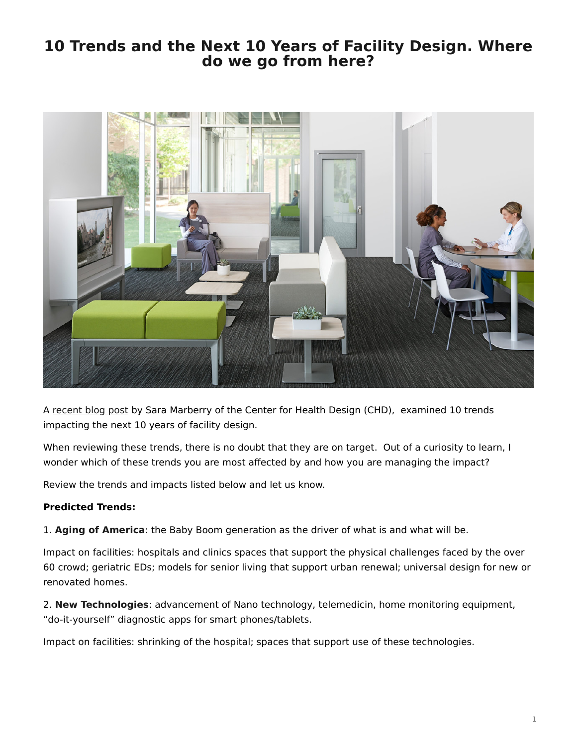# 10 Trends and the Next 10 Years of Facility Design. Where do we go from here?

A recent blog post by Sara Marberry of the Center for Health Design (CHD), examined 10 trends impacting the next 10 years of facility design.

When reviewing these trends, there is no doubt that they are on target. Out of a curiosity to learn, I wonder which of these trends you are most affected by and how you are managing the impact?

Review the trends and impacts listed below and let us know.

**Predicted Trends:**

1. **Aging of America**: the Baby Boom generation as the driver of what is and what will be.

Impact on facilities: hospitals and clinics spaces that support the physical challenges faced by the over 60 crowd; geriatric EDs; models for senior living that support urban renewal; universal design for new or renovated homes.

2. **New Technologies**: advancement of Nano technology, telemedicin, home monitoring equipment, “do-it-yourself” diagnostic apps for smart phones/tablets.

Impact on facilities: shrinking of the hospital; spaces that support use of these technologies.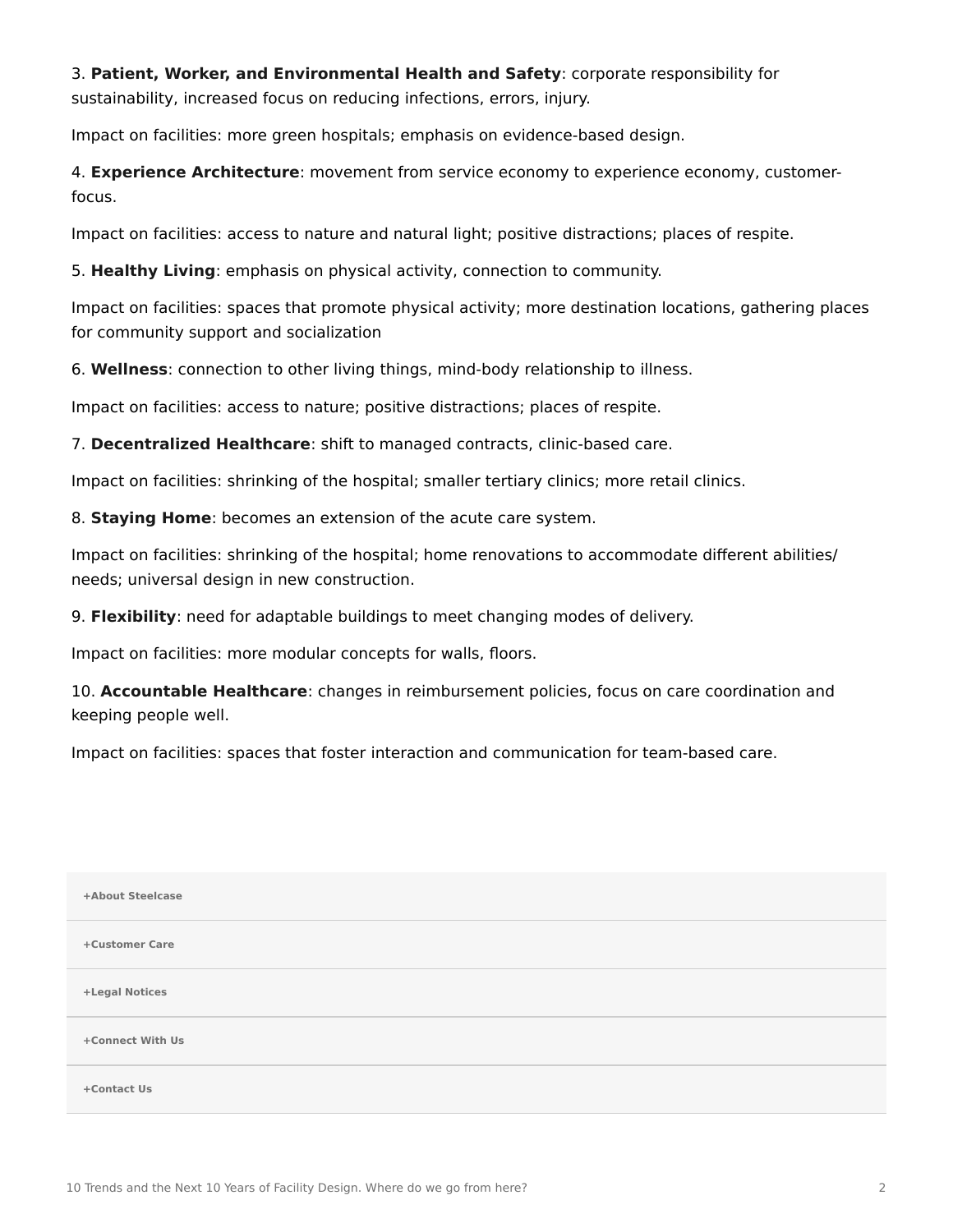3. **Patient, Worker, and Environmental Health and Safety**: corporate responsibility for sustainability, increased focus on reducing infections, errors, injury.

Impact on facilities: more green hospitals; emphasis on evidence-based design.

4. **Experience Architecture**: movement from service economy to experience economy, customer-focus.

Impact on facilities: access to nature and natural light; positive distractions; places of respite.

5. **Healthy Living**: emphasis on physical activity, connection to community.

Impact on facilities: spaces that promote physical activity; more destination locations, gathering places for community support and socialization

6. **Wellness**: connection to other living things, mind-body relationship to illness.

Impact on facilities: access to nature; positive distractions; places of respite.

7. **Decentralized Healthcare**: shift to managed contracts, clinic-based care.

Impact on facilities: shrinking of the hospital; smaller tertiary clinics; more retail clinics.

8. **Staying Home**: becomes an extension of the acute care system.

Impact on facilities: shrinking of the hospital; home renovations to accommodate different abilities/ needs; universal design in new construction.

9. **Flexibility**: need for adaptable buildings to meet changing modes of delivery.

Impact on facilities: more modular concepts for walls, floors.

10. **Accountable Healthcare**: changes in reimbursement policies, focus on care coordination and keeping people well.

Impact on facilities: spaces that foster interaction and communication for team-based care.

+About Steelcase

+Customer Care

+Legal Notices

+Connect With Us

+Contact Us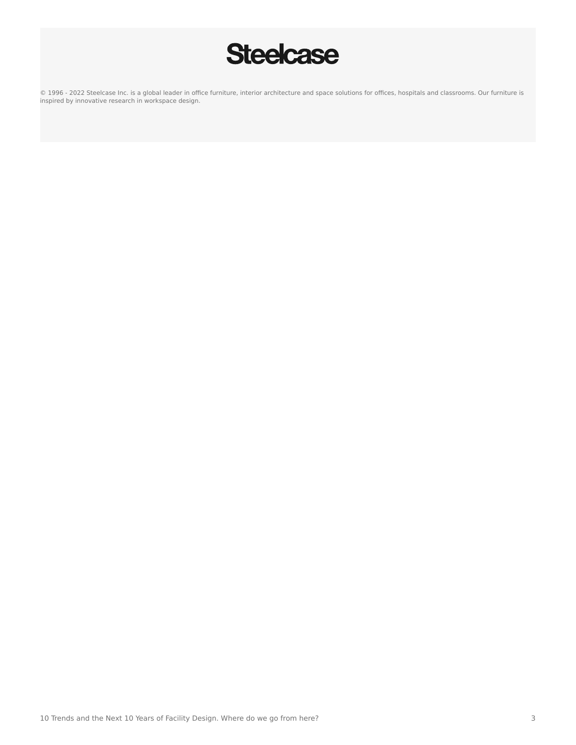Steelcase

© 1996 - 2022 Steelcase Inc. is a global leader in office furniture, interior architecture and space solutions for offices, hospitals and classrooms. Our furniture is inspired by innovative research in workspace design.